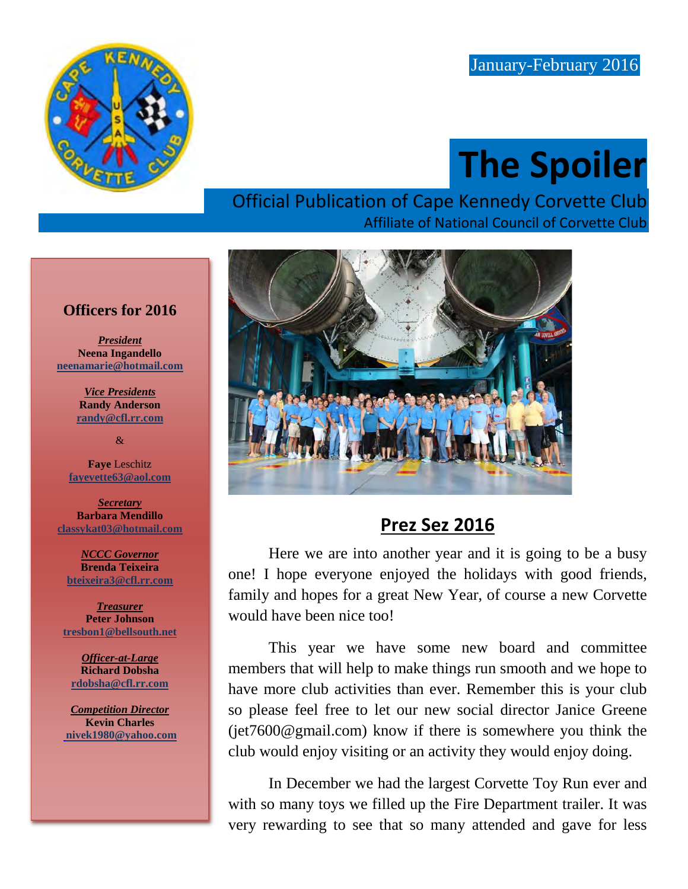January-February 2016

# The Spoiler

Official Publication of Cape Kennedy Corvette Club

Affiliate of National Council of Corvette Club

## Officers for 2016

***President***
**Neena Ingandello**
**neenamarie@hotmail.com**

***Vice Presidents***
**Randy Anderson**
**randy@cfl.rr.com**

&

**Faye** Leschitz
**fayevette63@aol.com**

***Secretary***
**Barbara Mendillo**
**classykat03@hotmail.com**

***NCCC Governor***
**Brenda Teixeira**
**bteixeira3@cfl.rr.com**

***Treasurer***
**Peter Johnson**
**tresbon1@bellsouth.net**

***Officer-at-Large***
**Richard Dobsha**
**rdobsha@cfl.rr.com**

***Competition Director***
**Kevin Charles**
**nivek1980@yahoo.com**

## Prez Sez 2016

Here we are into another year and it is going to be a busy one! I hope everyone enjoyed the holidays with good friends, family and hopes for a great New Year, of course a new Corvette would have been nice too!

This year we have some new board and committee members that will help to make things run smooth and we hope to have more club activities than ever. Remember this is your club so please feel free to let our new social director Janice Greene (jet7600@gmail.com) know if there is somewhere you think the club would enjoy visiting or an activity they would enjoy doing.

In December we had the largest Corvette Toy Run ever and with so many toys we filled up the Fire Department trailer. It was very rewarding to see that so many attended and gave for less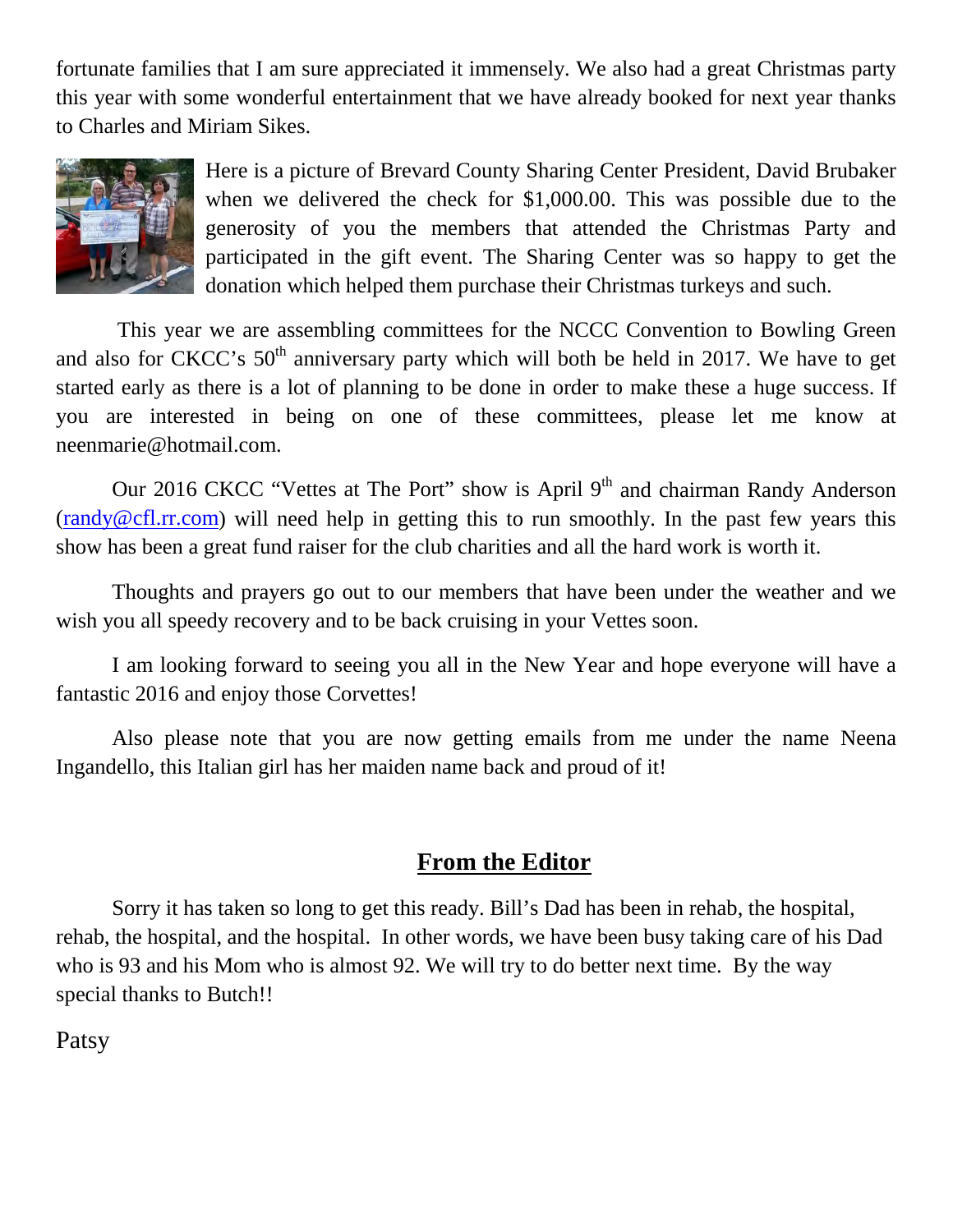fortunate families that I am sure appreciated it immensely. We also had a great Christmas party this year with some wonderful entertainment that we have already booked for next year thanks to Charles and Miriam Sikes.

Here is a picture of Brevard County Sharing Center President, David Brubaker when we delivered the check for $1,000.00. This was possible due to the generosity of you the members that attended the Christmas Party and participated in the gift event. The Sharing Center was so happy to get the donation which helped them purchase their Christmas turkeys and such.

This year we are assembling committees for the NCCC Convention to Bowling Green and also for CKCC's 50th anniversary party which will both be held in 2017. We have to get started early as there is a lot of planning to be done in order to make these a huge success. If you are interested in being on one of these committees, please let me know at neenmarie@hotmail.com.

Our 2016 CKCC "Vettes at The Port" show is April 9th and chairman Randy Anderson (randy@cfl.rr.com) will need help in getting this to run smoothly. In the past few years this show has been a great fund raiser for the club charities and all the hard work is worth it.

Thoughts and prayers go out to our members that have been under the weather and we wish you all speedy recovery and to be back cruising in your Vettes soon.

I am looking forward to seeing you all in the New Year and hope everyone will have a fantastic 2016 and enjoy those Corvettes!

Also please note that you are now getting emails from me under the name Neena Ingandello, this Italian girl has her maiden name back and proud of it!

## From the Editor

Sorry it has taken so long to get this ready. Bill's Dad has been in rehab, the hospital, rehab, the hospital, and the hospital. In other words, we have been busy taking care of his Dad who is 93 and his Mom who is almost 92. We will try to do better next time. By the way special thanks to Butch!!

Patsy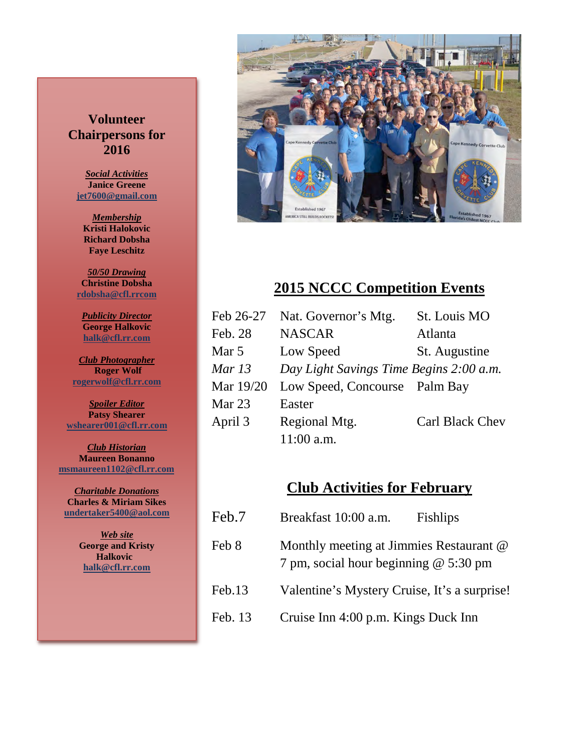## Volunteer Chairpersons for 2016

***Social Activities***
**Janice Greene**
**jet7600@gmail.com**

***Membership***
**Kristi Halokovic**
**Richard Dobsha**
**Faye Leschitz**

***50/50 Drawing***
**Christine Dobsha**
**rdobsha@cfl.rrcom**

***Publicity Director***
**George Halkovic**
**halk@cfl.rr.com**

***Club Photographer***
**Roger Wolf**
**rogerwolf@cfl.rr.com**

***Spoiler Editor***
**Patsy Shearer**
**wshearer001@cfl.rr.com**

***Club Historian***
**Maureen Bonanno**
**msmaureen1102@cfl.rr.com**

***Charitable Donations***
**Charles & Miriam Sikes**
**undertaker5400@aol.com**

***Web site***
**George and Kristy Halkovic**
**halk@cfl.rr.com**

## 2015 NCCC Competition Events

| | | |
|---|---|---|
| Feb 26-27 | Nat. Governor's Mtg. | St. Louis MO |
| Feb. 28 | NASCAR | Atlanta |
| Mar 5 | Low Speed | St. Augustine |
| *Mar 13* | *Day Light Savings Time Begins 2:00 a.m.* | |
| Mar 19/20 | Low Speed, Concourse | Palm Bay |
| Mar 23 | Easter | |
| April 3 | Regional Mtg. 11:00 a.m. | Carl Black Chev |

## Club Activities for February

| | |
|---|---|
| Feb.7 | Breakfast 10:00 a.m. Fishlips |
| Feb 8 | Monthly meeting at Jimmies Restaurant @ 7 pm, social hour beginning @ 5:30 pm |
| Feb.13 | Valentine's Mystery Cruise, It's a surprise! |
| Feb. 13 | Cruise Inn 4:00 p.m. Kings Duck Inn |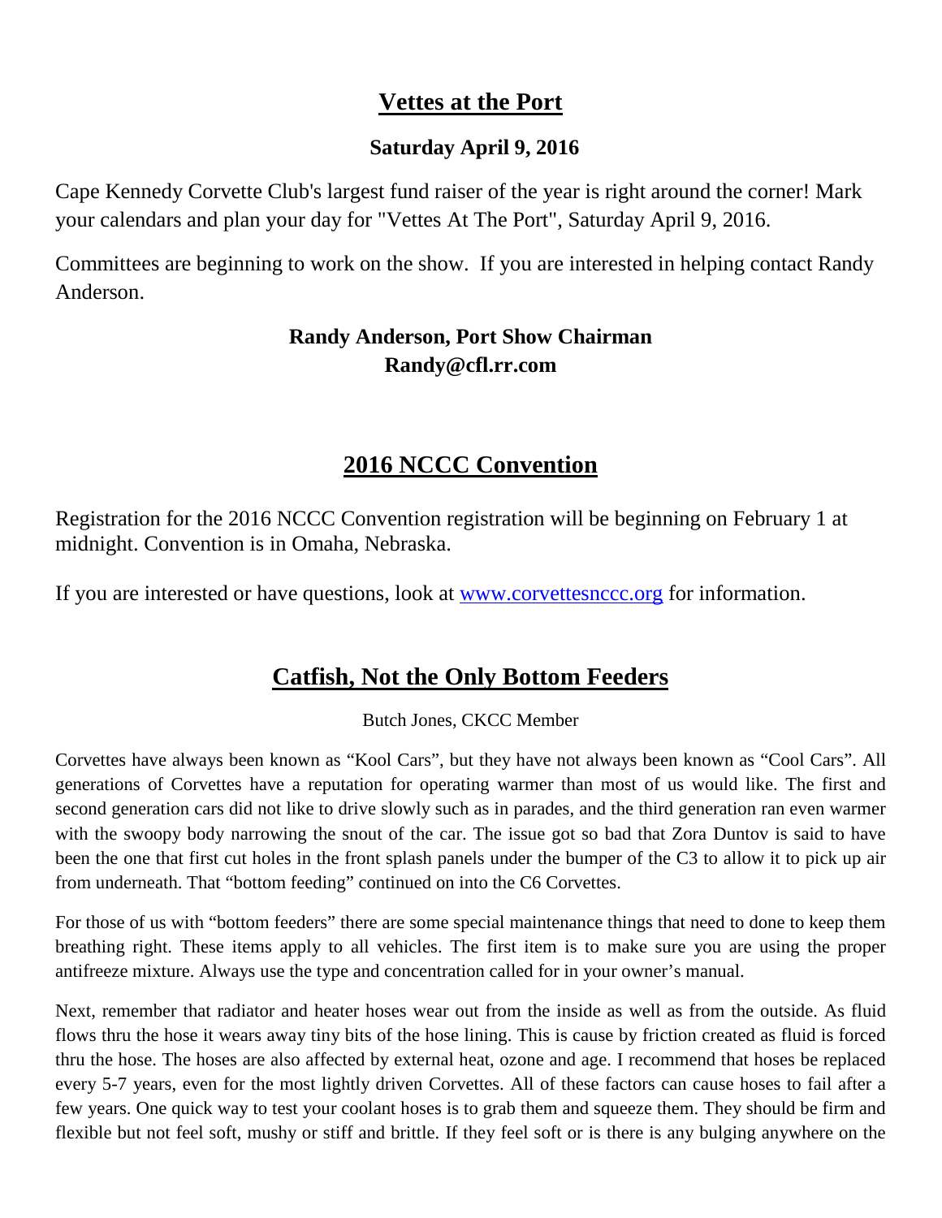## Vettes at the Port

**Saturday April 9, 2016**

Cape Kennedy Corvette Club's largest fund raiser of the year is right around the corner! Mark your calendars and plan your day for "Vettes At The Port", Saturday April 9, 2016.

Committees are beginning to work on the show. If you are interested in helping contact Randy Anderson.

**Randy Anderson, Port Show Chairman**
**Randy@cfl.rr.com**

## 2016 NCCC Convention

Registration for the 2016 NCCC Convention registration will be beginning on February 1 at midnight. Convention is in Omaha, Nebraska.

If you are interested or have questions, look at [www.corvettesnccc.org](www.corvettesnccc.org) for information.

## Catfish, Not the Only Bottom Feeders

Butch Jones, CKCC Member

Corvettes have always been known as "Kool Cars", but they have not always been known as "Cool Cars". All generations of Corvettes have a reputation for operating warmer than most of us would like. The first and second generation cars did not like to drive slowly such as in parades, and the third generation ran even warmer with the swoopy body narrowing the snout of the car. The issue got so bad that Zora Duntov is said to have been the one that first cut holes in the front splash panels under the bumper of the C3 to allow it to pick up air from underneath. That "bottom feeding" continued on into the C6 Corvettes.

For those of us with "bottom feeders" there are some special maintenance things that need to done to keep them breathing right. These items apply to all vehicles. The first item is to make sure you are using the proper antifreeze mixture. Always use the type and concentration called for in your owner's manual.

Next, remember that radiator and heater hoses wear out from the inside as well as from the outside. As fluid flows thru the hose it wears away tiny bits of the hose lining. This is cause by friction created as fluid is forced thru the hose. The hoses are also affected by external heat, ozone and age. I recommend that hoses be replaced every 5-7 years, even for the most lightly driven Corvettes. All of these factors can cause hoses to fail after a few years. One quick way to test your coolant hoses is to grab them and squeeze them. They should be firm and flexible but not feel soft, mushy or stiff and brittle. If they feel soft or is there is any bulging anywhere on the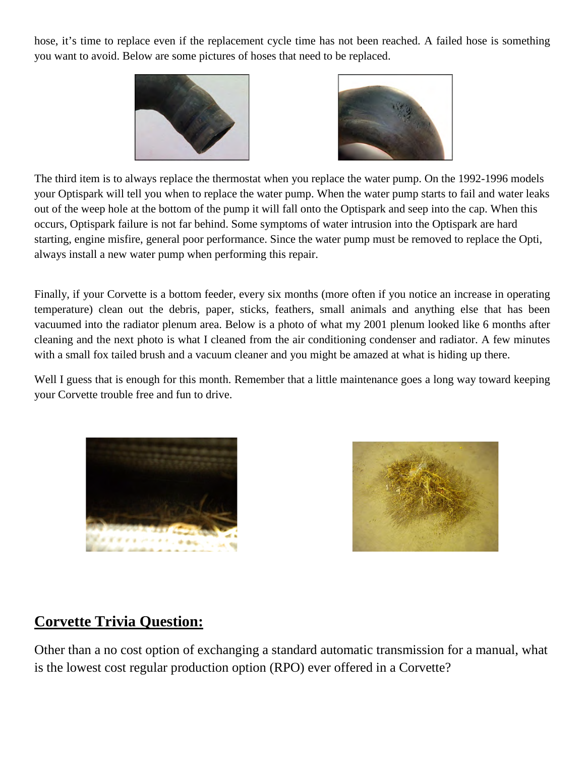hose, it's time to replace even if the replacement cycle time has not been reached. A failed hose is something you want to avoid. Below are some pictures of hoses that need to be replaced.

The third item is to always replace the thermostat when you replace the water pump. On the 1992-1996 models your Optispark will tell you when to replace the water pump. When the water pump starts to fail and water leaks out of the weep hole at the bottom of the pump it will fall onto the Optispark and seep into the cap. When this occurs, Optispark failure is not far behind. Some symptoms of water intrusion into the Optispark are hard starting, engine misfire, general poor performance. Since the water pump must be removed to replace the Opti, always install a new water pump when performing this repair.

Finally, if your Corvette is a bottom feeder, every six months (more often if you notice an increase in operating temperature) clean out the debris, paper, sticks, feathers, small animals and anything else that has been vacuumed into the radiator plenum area. Below is a photo of what my 2001 plenum looked like 6 months after cleaning and the next photo is what I cleaned from the air conditioning condenser and radiator. A few minutes with a small fox tailed brush and a vacuum cleaner and you might be amazed at what is hiding up there.

Well I guess that is enough for this month. Remember that a little maintenance goes a long way toward keeping your Corvette trouble free and fun to drive.

## Corvette Trivia Question:

Other than a no cost option of exchanging a standard automatic transmission for a manual, what is the lowest cost regular production option (RPO) ever offered in a Corvette?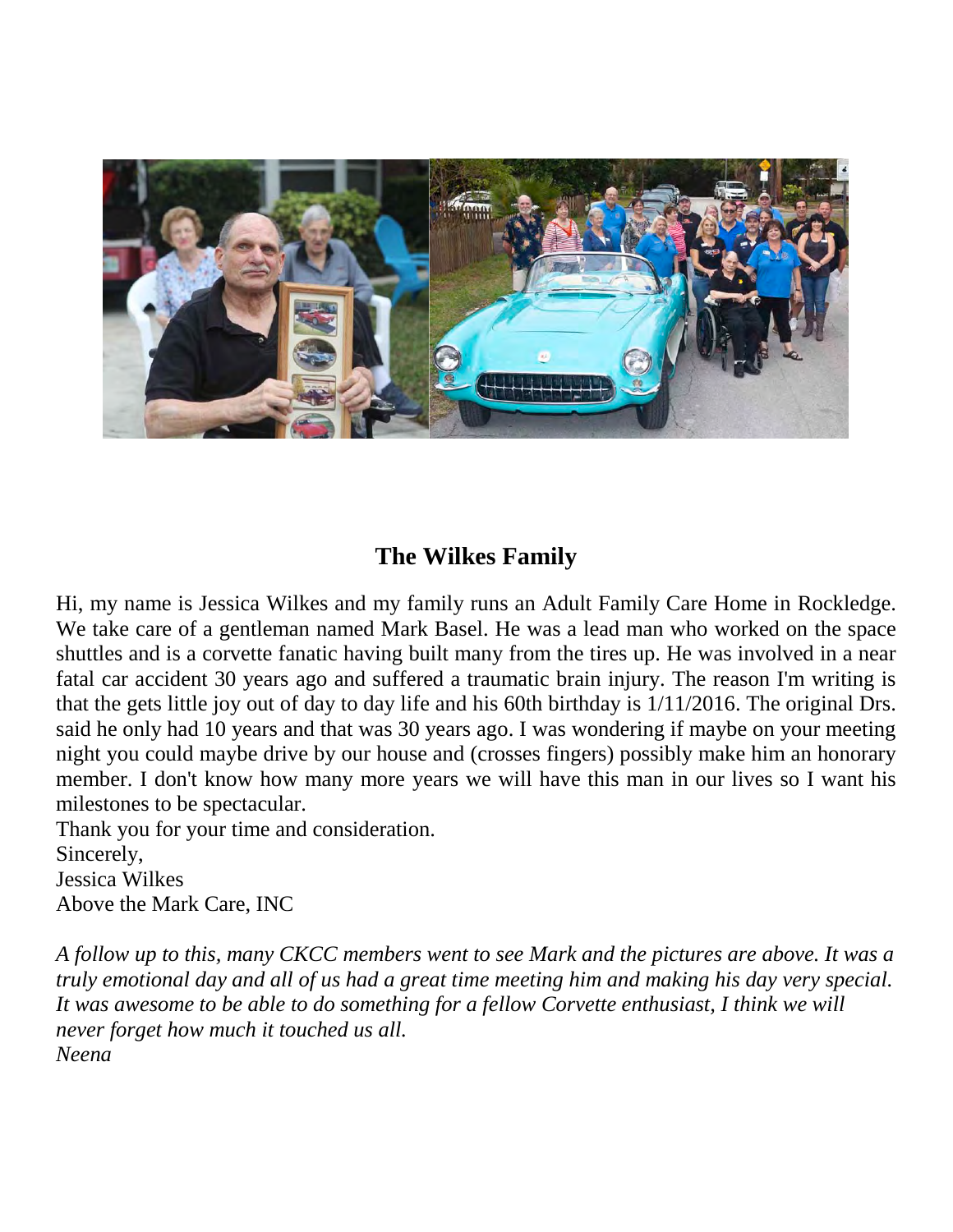## The Wilkes Family

Hi, my name is Jessica Wilkes and my family runs an Adult Family Care Home in Rockledge. We take care of a gentleman named Mark Basel. He was a lead man who worked on the space shuttles and is a corvette fanatic having built many from the tires up. He was involved in a near fatal car accident 30 years ago and suffered a traumatic brain injury. The reason I'm writing is that the gets little joy out of day to day life and his 60th birthday is 1/11/2016. The original Drs. said he only had 10 years and that was 30 years ago. I was wondering if maybe on your meeting night you could maybe drive by our house and (crosses fingers) possibly make him an honorary member. I don't know how many more years we will have this man in our lives so I want his milestones to be spectacular.

Thank you for your time and consideration.

Sincerely,

Jessica Wilkes

Above the Mark Care, INC

*A follow up to this, many CKCC members went to see Mark and the pictures are above. It was a truly emotional day and all of us had a great time meeting him and making his day very special. It was awesome to be able to do something for a fellow Corvette enthusiast, I think we will never forget how much it touched us all.*

*Neena*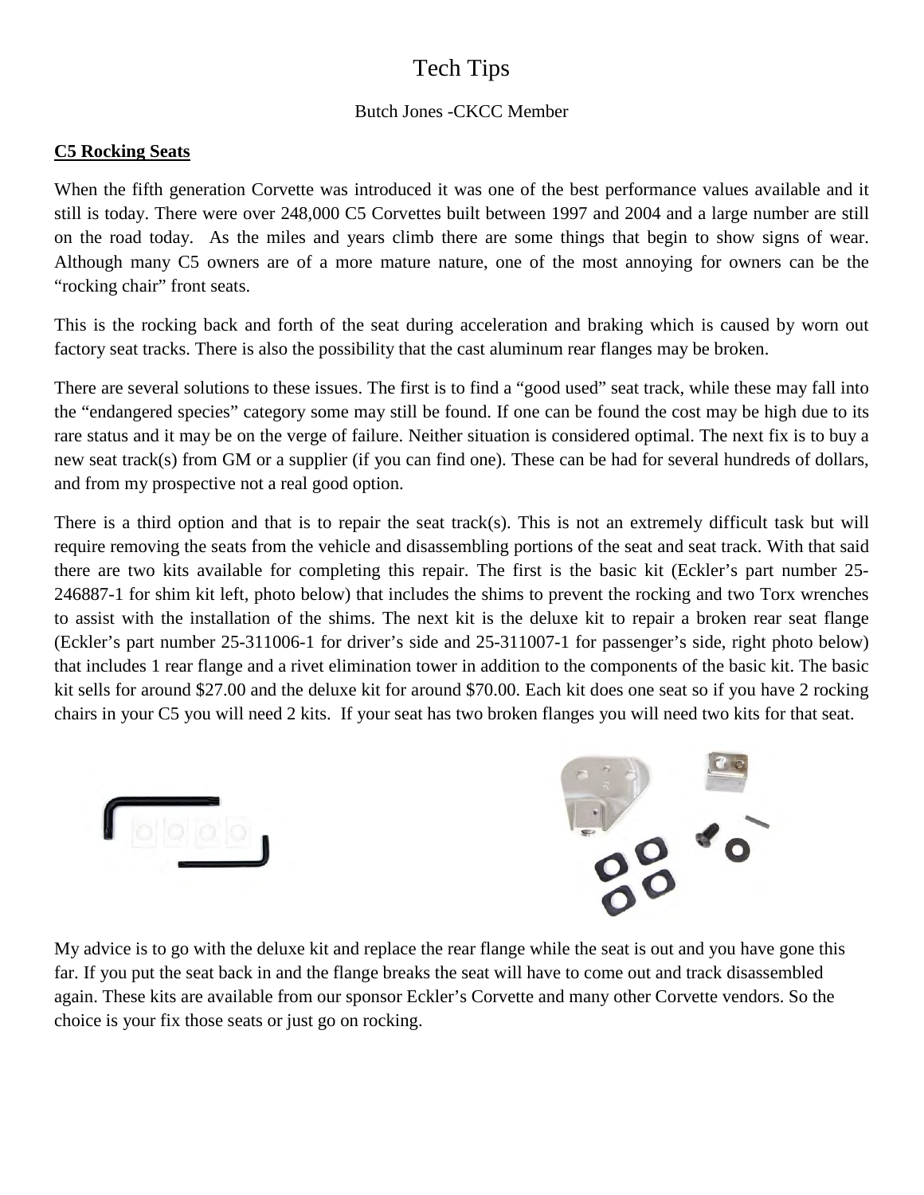# Tech Tips

Butch Jones -CKCC Member

**C5 Rocking Seats**

When the fifth generation Corvette was introduced it was one of the best performance values available and it still is today. There were over 248,000 C5 Corvettes built between 1997 and 2004 and a large number are still on the road today. As the miles and years climb there are some things that begin to show signs of wear. Although many C5 owners are of a more mature nature, one of the most annoying for owners can be the "rocking chair" front seats.

This is the rocking back and forth of the seat during acceleration and braking which is caused by worn out factory seat tracks. There is also the possibility that the cast aluminum rear flanges may be broken.

There are several solutions to these issues. The first is to find a "good used" seat track, while these may fall into the "endangered species" category some may still be found. If one can be found the cost may be high due to its rare status and it may be on the verge of failure. Neither situation is considered optimal. The next fix is to buy a new seat track(s) from GM or a supplier (if you can find one). These can be had for several hundreds of dollars, and from my prospective not a real good option.

There is a third option and that is to repair the seat track(s). This is not an extremely difficult task but will require removing the seats from the vehicle and disassembling portions of the seat and seat track. With that said there are two kits available for completing this repair. The first is the basic kit (Eckler's part number 25-246887-1 for shim kit left, photo below) that includes the shims to prevent the rocking and two Torx wrenches to assist with the installation of the shims. The next kit is the deluxe kit to repair a broken rear seat flange (Eckler's part number 25-311006-1 for driver's side and 25-311007-1 for passenger's side, right photo below) that includes 1 rear flange and a rivet elimination tower in addition to the components of the basic kit. The basic kit sells for around $27.00 and the deluxe kit for around $70.00. Each kit does one seat so if you have 2 rocking chairs in your C5 you will need 2 kits. If your seat has two broken flanges you will need two kits for that seat.

My advice is to go with the deluxe kit and replace the rear flange while the seat is out and you have gone this far. If you put the seat back in and the flange breaks the seat will have to come out and track disassembled again. These kits are available from our sponsor Eckler's Corvette and many other Corvette vendors. So the choice is your fix those seats or just go on rocking.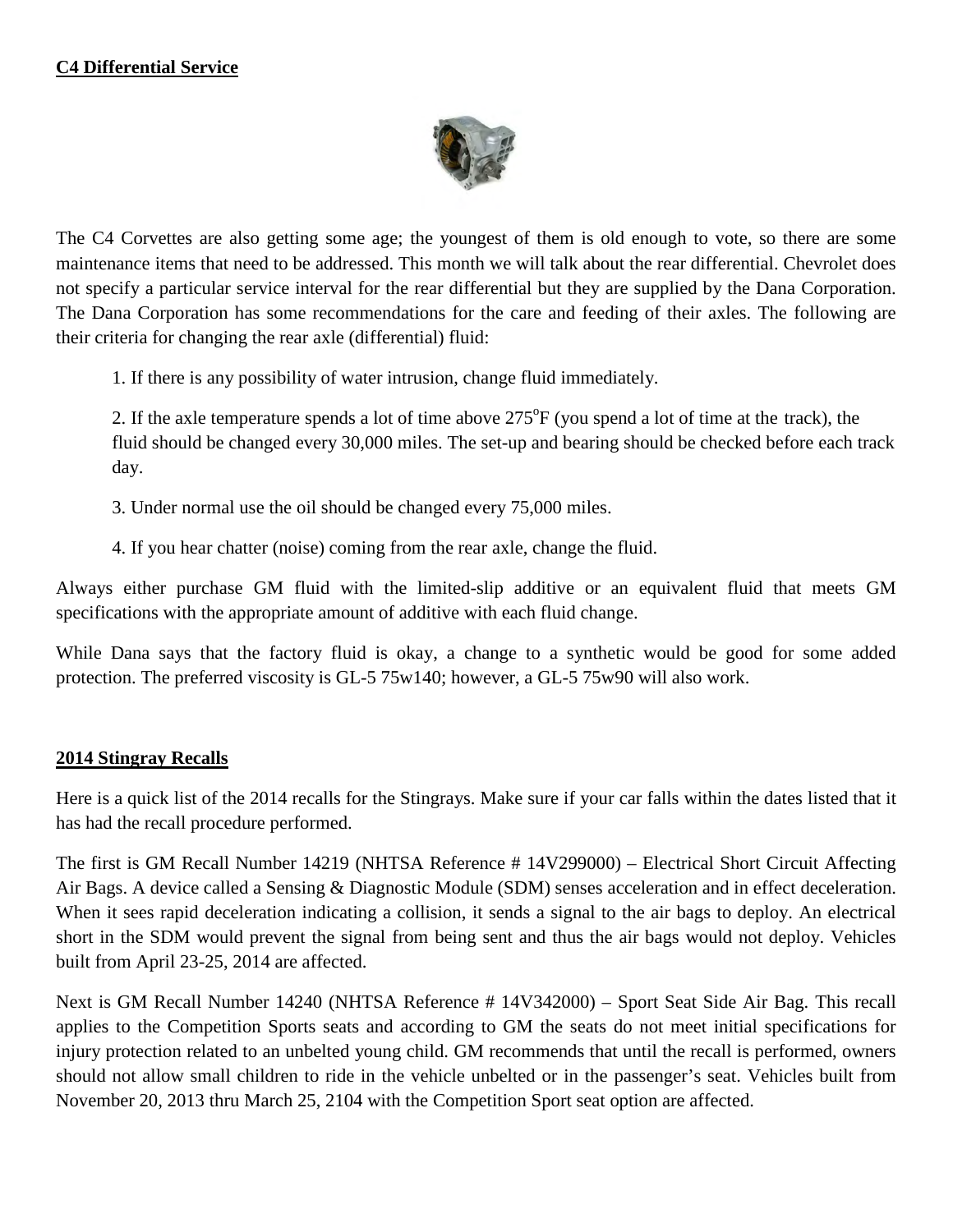**C4 Differential Service**

The C4 Corvettes are also getting some age; the youngest of them is old enough to vote, so there are some maintenance items that need to be addressed. This month we will talk about the rear differential. Chevrolet does not specify a particular service interval for the rear differential but they are supplied by the Dana Corporation. The Dana Corporation has some recommendations for the care and feeding of their axles. The following are their criteria for changing the rear axle (differential) fluid:

1. If there is any possibility of water intrusion, change fluid immediately.

2. If the axle temperature spends a lot of time above 275°F (you spend a lot of time at the track), the fluid should be changed every 30,000 miles. The set-up and bearing should be checked before each track day.

3. Under normal use the oil should be changed every 75,000 miles.

4. If you hear chatter (noise) coming from the rear axle, change the fluid.

Always either purchase GM fluid with the limited-slip additive or an equivalent fluid that meets GM specifications with the appropriate amount of additive with each fluid change.

While Dana says that the factory fluid is okay, a change to a synthetic would be good for some added protection. The preferred viscosity is GL-5 75w140; however, a GL-5 75w90 will also work.

**2014 Stingray Recalls**

Here is a quick list of the 2014 recalls for the Stingrays. Make sure if your car falls within the dates listed that it has had the recall procedure performed.

The first is GM Recall Number 14219 (NHTSA Reference # 14V299000) – Electrical Short Circuit Affecting Air Bags. A device called a Sensing & Diagnostic Module (SDM) senses acceleration and in effect deceleration. When it sees rapid deceleration indicating a collision, it sends a signal to the air bags to deploy. An electrical short in the SDM would prevent the signal from being sent and thus the air bags would not deploy. Vehicles built from April 23-25, 2014 are affected.

Next is GM Recall Number 14240 (NHTSA Reference # 14V342000) – Sport Seat Side Air Bag. This recall applies to the Competition Sports seats and according to GM the seats do not meet initial specifications for injury protection related to an unbelted young child. GM recommends that until the recall is performed, owners should not allow small children to ride in the vehicle unbelted or in the passenger's seat. Vehicles built from November 20, 2013 thru March 25, 2104 with the Competition Sport seat option are affected.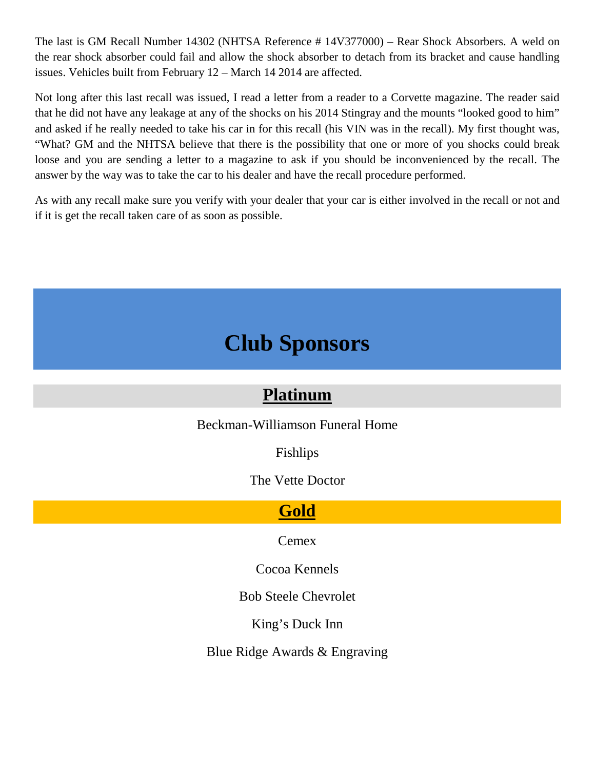The last is GM Recall Number 14302 (NHTSA Reference # 14V377000) – Rear Shock Absorbers. A weld on the rear shock absorber could fail and allow the shock absorber to detach from its bracket and cause handling issues. Vehicles built from February 12 – March 14 2014 are affected.

Not long after this last recall was issued, I read a letter from a reader to a Corvette magazine. The reader said that he did not have any leakage at any of the shocks on his 2014 Stingray and the mounts "looked good to him" and asked if he really needed to take his car in for this recall (his VIN was in the recall). My first thought was, "What? GM and the NHTSA believe that there is the possibility that one or more of you shocks could break loose and you are sending a letter to a magazine to ask if you should be inconvenienced by the recall. The answer by the way was to take the car to his dealer and have the recall procedure performed.

As with any recall make sure you verify with your dealer that your car is either involved in the recall or not and if it is get the recall taken care of as soon as possible.

# Club Sponsors

## Platinum

Beckman-Williamson Funeral Home

Fishlips

The Vette Doctor

## Gold

Cemex

Cocoa Kennels

Bob Steele Chevrolet

King's Duck Inn

Blue Ridge Awards & Engraving